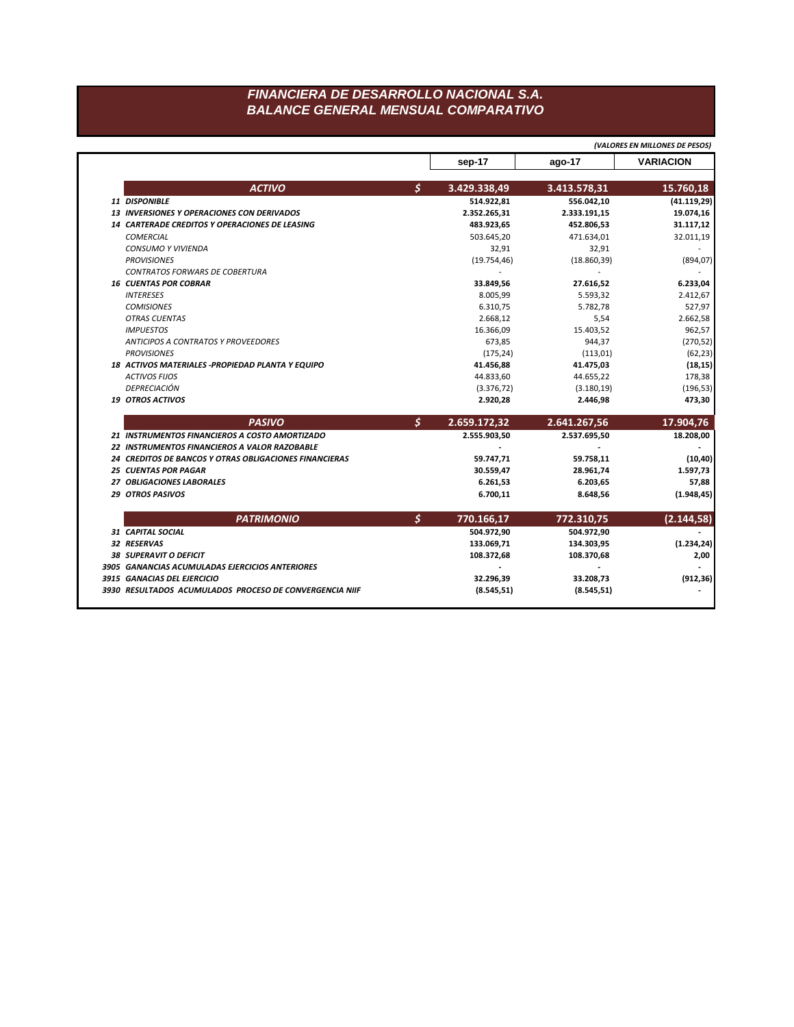# FINANCIERA DE DESARROLLO NACIONAL S.A.
## BALANCE GENERAL MENSUAL COMPARATIVO

*(VALORES EN MILLONES DE PESOS)*

| | | sep-17 | ago-17 | VARIACION |
|---|---|---|---|---|
| **ACTIVO** | **$** | **3.429.338,49** | **3.413.578,31** | **15.760,18** |
| **11 DISPONIBLE** | | **514.922,81** | **556.042,10** | **(41.119,29)** |
| **13 INVERSIONES Y OPERACIONES CON DERIVADOS** | | **2.352.265,31** | **2.333.191,15** | **19.074,16** |
| **14 CARTERADE CREDITOS Y OPERACIONES DE LEASING** | | **483.923,65** | **452.806,53** | **31.117,12** |
| *COMERCIAL* | | 503.645,20 | 471.634,01 | 32.011,19 |
| *CONSUMO Y VIVIENDA* | | 32,91 | 32,91 | - |
| *PROVISIONES* | | (19.754,46) | (18.860,39) | (894,07) |
| *CONTRATOS FORWARS DE COBERTURA* | | - | - | - |
| **16 CUENTAS POR COBRAR** | | **33.849,56** | **27.616,52** | **6.233,04** |
| *INTERESES* | | 8.005,99 | 5.593,32 | 2.412,67 |
| *COMISIONES* | | 6.310,75 | 5.782,78 | 527,97 |
| *OTRAS CUENTAS* | | 2.668,12 | 5,54 | 2.662,58 |
| *IMPUESTOS* | | 16.366,09 | 15.403,52 | 962,57 |
| *ANTICIPOS A CONTRATOS Y PROVEEDORES* | | 673,85 | 944,37 | (270,52) |
| *PROVISIONES* | | (175,24) | (113,01) | (62,23) |
| **18 ACTIVOS MATERIALES -PROPIEDAD PLANTA Y EQUIPO** | | **41.456,88** | **41.475,03** | **(18,15)** |
| *ACTIVOS FIJOS* | | 44.833,60 | 44.655,22 | 178,38 |
| *DEPRECIACIÓN* | | (3.376,72) | (3.180,19) | (196,53) |
| **19 OTROS ACTIVOS** | | **2.920,28** | **2.446,98** | **473,30** |
| **PASIVO** | **$** | **2.659.172,32** | **2.641.267,56** | **17.904,76** |
| **21 INSTRUMENTOS FINANCIEROS A COSTO AMORTIZADO** | | **2.555.903,50** | **2.537.695,50** | **18.208,00** |
| **22 INSTRUMENTOS FINANCIEROS A VALOR RAZOBABLE** | | **-** | **-** | **-** |
| **24 CREDITOS DE BANCOS Y OTRAS OBLIGACIONES FINANCIERAS** | | **59.747,71** | **59.758,11** | **(10,40)** |
| **25 CUENTAS POR PAGAR** | | **30.559,47** | **28.961,74** | **1.597,73** |
| **27 OBLIGACIONES LABORALES** | | **6.261,53** | **6.203,65** | **57,88** |
| **29 OTROS PASIVOS** | | **6.700,11** | **8.648,56** | **(1.948,45)** |
| **PATRIMONIO** | **$** | **770.166,17** | **772.310,75** | **(2.144,58)** |
| **31 CAPITAL SOCIAL** | | **504.972,90** | **504.972,90** | **-** |
| **32 RESERVAS** | | **133.069,71** | **134.303,95** | **(1.234,24)** |
| **38 SUPERAVIT O DEFICIT** | | **108.372,68** | **108.370,68** | **2,00** |
| **3905 GANANCIAS ACUMULADAS EJERCICIOS ANTERIORES** | | **-** | **-** | **-** |
| **3915 GANACIAS DEL EJERCICIO** | | **32.296,39** | **33.208,73** | **(912,36)** |
| **3930 RESULTADOS ACUMULADOS PROCESO DE CONVERGENCIA NIIF** | | **(8.545,51)** | **(8.545,51)** | **-** |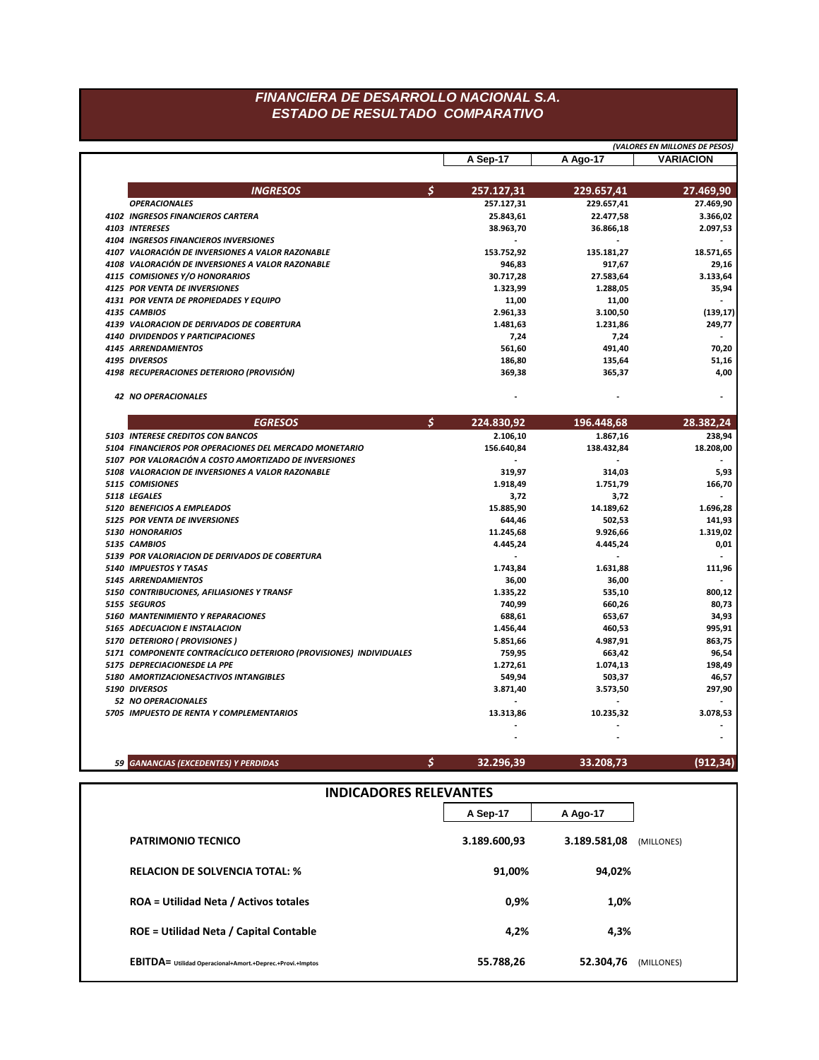# FINANCIERA DE DESARROLLO NACIONAL S.A.
## ESTADO DE RESULTADO COMPARATIVO

*(VALORES EN MILLONES DE PESOS)*

| | | A Sep-17 | A Ago-17 | VARIACION |
|---|---|---|---|---|
| **INGRESOS** | $ | **257.127,31** | **229.657,41** | **27.469,90** |
| OPERACIONALES | | 257.127,31 | 229.657,41 | 27.469,90 |
| 4102 INGRESOS FINANCIEROS CARTERA | | 25.843,61 | 22.477,58 | 3.366,02 |
| 4103 INTERESES | | 38.963,70 | 36.866,18 | 2.097,53 |
| 4104 INGRESOS FINANCIEROS INVERSIONES | | - | - | - |
| 4107 VALORACIÓN DE INVERSIONES A VALOR RAZONABLE | | 153.752,92 | 135.181,27 | 18.571,65 |
| 4108 VALORACIÓN DE INVERSIONES A VALOR RAZONABLE | | 946,83 | 917,67 | 29,16 |
| 4115 COMISIONES Y/O HONORARIOS | | 30.717,28 | 27.583,64 | 3.133,64 |
| 4125 POR VENTA DE INVERSIONES | | 1.323,99 | 1.288,05 | 35,94 |
| 4131 POR VENTA DE PROPIEDADES Y EQUIPO | | 11,00 | 11,00 | - |
| 4135 CAMBIOS | | 2.961,33 | 3.100,50 | (139,17) |
| 4139 VALORACION DE DERIVADOS DE COBERTURA | | 1.481,63 | 1.231,86 | 249,77 |
| 4140 DIVIDENDOS Y PARTICIPACIONES | | 7,24 | 7,24 | - |
| 4145 ARRENDAMIENTOS | | 561,60 | 491,40 | 70,20 |
| 4195 DIVERSOS | | 186,80 | 135,64 | 51,16 |
| 4198 RECUPERACIONES DETERIORO (PROVISIÓN) | | 369,38 | 365,37 | 4,00 |
| 42 NO OPERACIONALES | | - | - | - |
| **EGRESOS** | $ | **224.830,92** | **196.448,68** | **28.382,24** |
| 5103 INTERESE CREDITOS CON BANCOS | | 2.106,10 | 1.867,16 | 238,94 |
| 5104 FINANCIEROS POR OPERACIONES DEL MERCADO MONETARIO | | 156.640,84 | 138.432,84 | 18.208,00 |
| 5107 POR VALORACIÓN A COSTO AMORTIZADO DE INVERSIONES | | - | - | - |
| 5108 VALORACION DE INVERSIONES A VALOR RAZONABLE | | 319,97 | 314,03 | 5,93 |
| 5115 COMISIONES | | 1.918,49 | 1.751,79 | 166,70 |
| 5118 LEGALES | | 3,72 | 3,72 | - |
| 5120 BENEFICIOS A EMPLEADOS | | 15.885,90 | 14.189,62 | 1.696,28 |
| 5125 POR VENTA DE INVERSIONES | | 644,46 | 502,53 | 141,93 |
| 5130 HONORARIOS | | 11.245,68 | 9.926,66 | 1.319,02 |
| 5135 CAMBIOS | | 4.445,24 | 4.445,24 | 0,01 |
| 5139 POR VALORIACION DE DERIVADOS DE COBERTURA | | - | - | - |
| 5140 IMPUESTOS Y TASAS | | 1.743,84 | 1.631,88 | 111,96 |
| 5145 ARRENDAMIENTOS | | 36,00 | 36,00 | - |
| 5150 CONTRIBUCIONES, AFILIASIONES Y TRANSF | | 1.335,22 | 535,10 | 800,12 |
| 5155 SEGUROS | | 740,99 | 660,26 | 80,73 |
| 5160 MANTENIMIENTO Y REPARACIONES | | 688,61 | 653,67 | 34,93 |
| 5165 ADECUACION E INSTALACION | | 1.456,44 | 460,53 | 995,91 |
| 5170 DETERIORO ( PROVISIONES ) | | 5.851,66 | 4.987,91 | 863,75 |
| 5171 COMPONENTE CONTRACÍCLICO DETERIORO (PROVISIONES) INDIVIDUALES | | 759,95 | 663,42 | 96,54 |
| 5175 DEPRECIACIONESDE LA PPE | | 1.272,61 | 1.074,13 | 198,49 |
| 5180 AMORTIZACIONESACTIVOS INTANGIBLES | | 549,94 | 503,37 | 46,57 |
| 5190 DIVERSOS | | 3.871,40 | 3.573,50 | 297,90 |
| 52 NO OPERACIONALES | | - | - | - |
| 5705 IMPUESTO DE RENTA Y COMPLEMENTARIOS | | 13.313,86 | 10.235,32 | 3.078,53 |
| | | - | - | - |
| | | - | - | - |
| **59 GANANCIAS (EXCEDENTES) Y PERDIDAS** | $ | **32.296,39** | **33.208,73** | **(912,34)** |

## INDICADORES RELEVANTES

| | A Sep-17 | A Ago-17 | |
|---|---|---|---|
| **PATRIMONIO TECNICO** | **3.189.600,93** | **3.189.581,08** | (MILLONES) |
| **RELACION DE SOLVENCIA TOTAL: %** | **91,00%** | **94,02%** | |
| **ROA = Utilidad Neta / Activos totales** | **0,9%** | **1,0%** | |
| **ROE = Utilidad Neta / Capital Contable** | **4,2%** | **4,3%** | |
| **EBITDA=** Utilidad Operacional+Amort.+Deprec.+Provi.+Imptos | **55.788,26** | **52.304,76** | (MILLONES) |